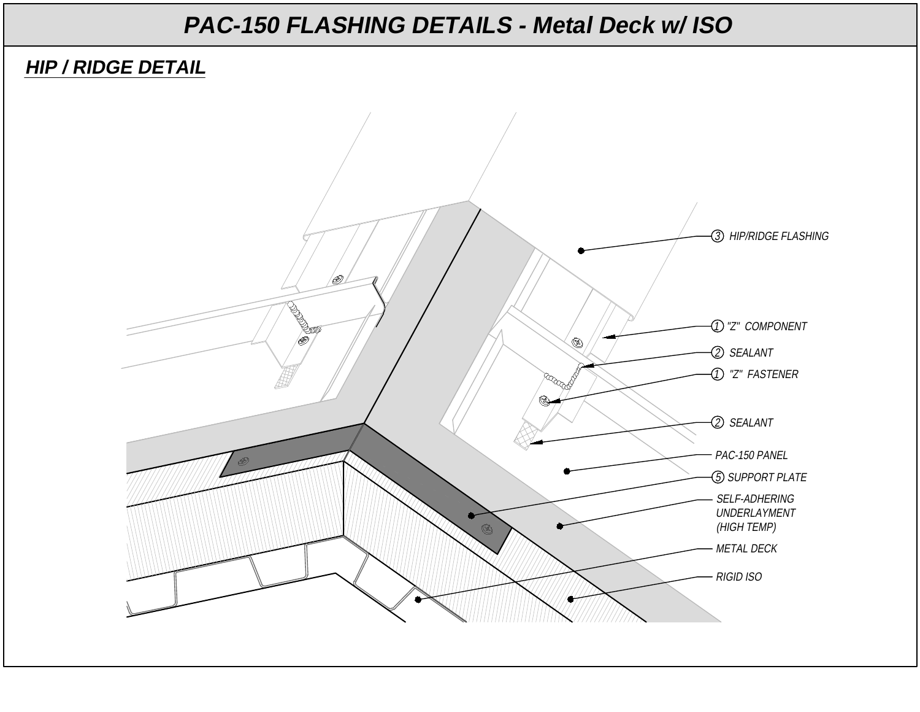# PAC-150 FLASHING DETAILS - Metal Deck w/ ISO

## HIP / RIDGE DETAIL

- ③ HIP/RIDGE FLASHING
- ① "Z" COMPONENT
- ② SEALANT
- ① "Z" FASTENER
- ② SEALANT
- PAC-150 PANEL
- ⑤ SUPPORT PLATE
- SELF-ADHERING UNDERLAYMENT (HIGH TEMP)
- METAL DECK
- RIGID ISO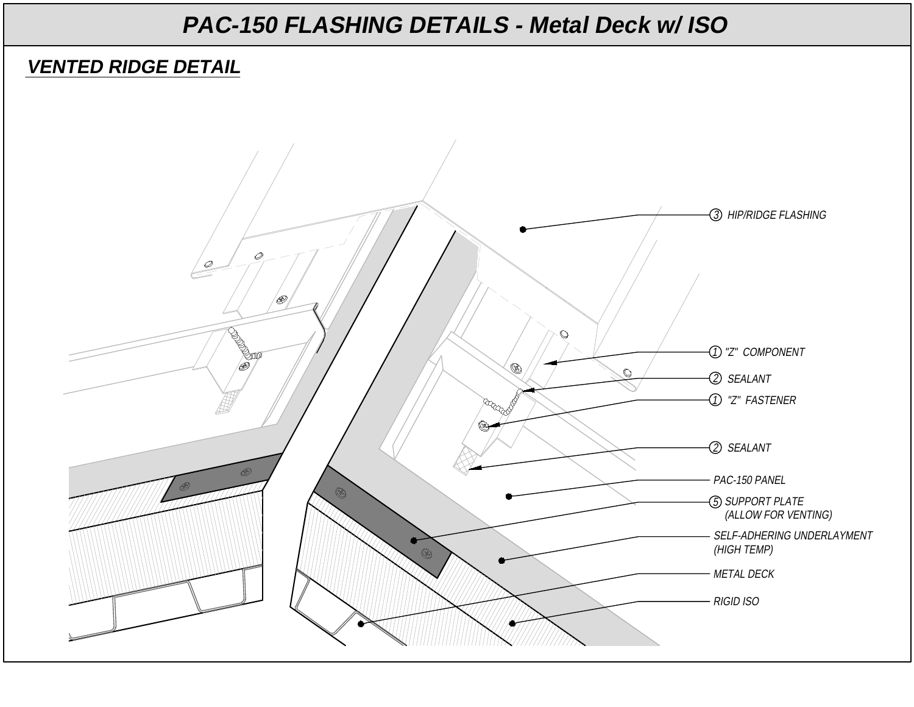# PAC-150 FLASHING DETAILS - Metal Deck w/ ISO

## VENTED RIDGE DETAIL

- (3) HIP/RIDGE FLASHING
- (1) "Z" COMPONENT
- (2) SEALANT
- (1) "Z" FASTENER
- (2) SEALANT
- PAC-150 PANEL
- (5) SUPPORT PLATE (ALLOW FOR VENTING)
- SELF-ADHERING UNDERLAYMENT (HIGH TEMP)
- METAL DECK
- RIGID ISO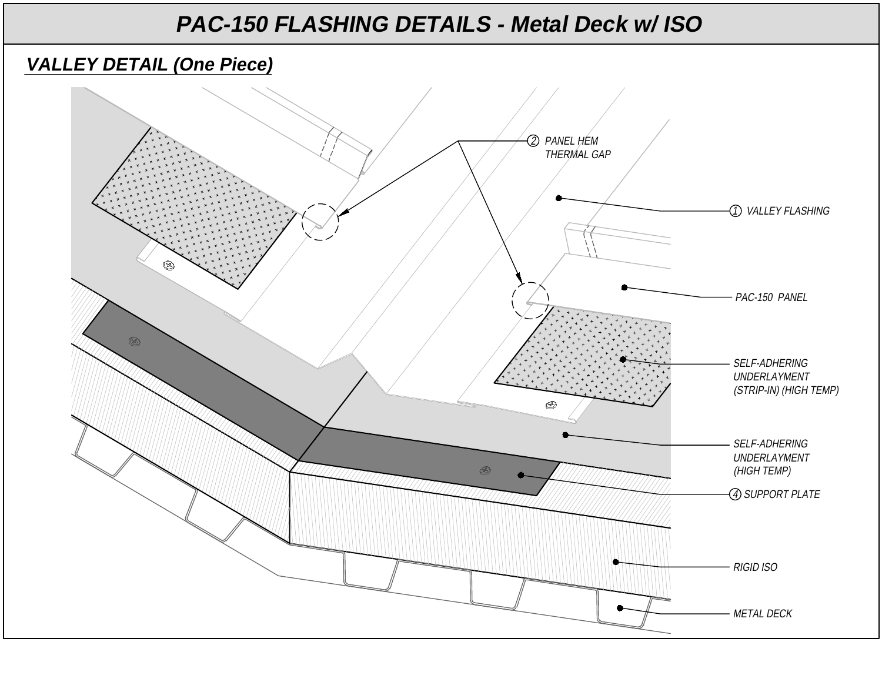# PAC-150 FLASHING DETAILS - Metal Deck w/ ISO

## VALLEY DETAIL (One Piece)

② PANEL HEM THERMAL GAP

① VALLEY FLASHING

PAC-150 PANEL

SELF-ADHERING UNDERLAYMENT (STRIP-IN) (HIGH TEMP)

SELF-ADHERING UNDERLAYMENT (HIGH TEMP)

④ SUPPORT PLATE

RIGID ISO

METAL DECK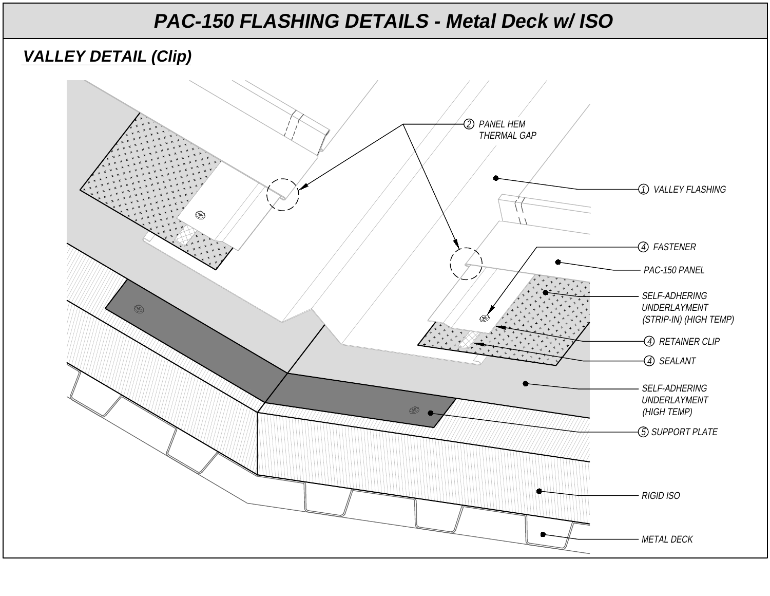# PAC-150 FLASHING DETAILS - Metal Deck w/ ISO

## VALLEY DETAIL (Clip)

2 PANEL HEM THERMAL GAP

1 VALLEY FLASHING

4 FASTENER

PAC-150 PANEL

SELF-ADHERING UNDERLAYMENT (STRIP-IN) (HIGH TEMP)

4 RETAINER CLIP

4 SEALANT

SELF-ADHERING UNDERLAYMENT (HIGH TEMP)

5 SUPPORT PLATE

RIGID ISO

METAL DECK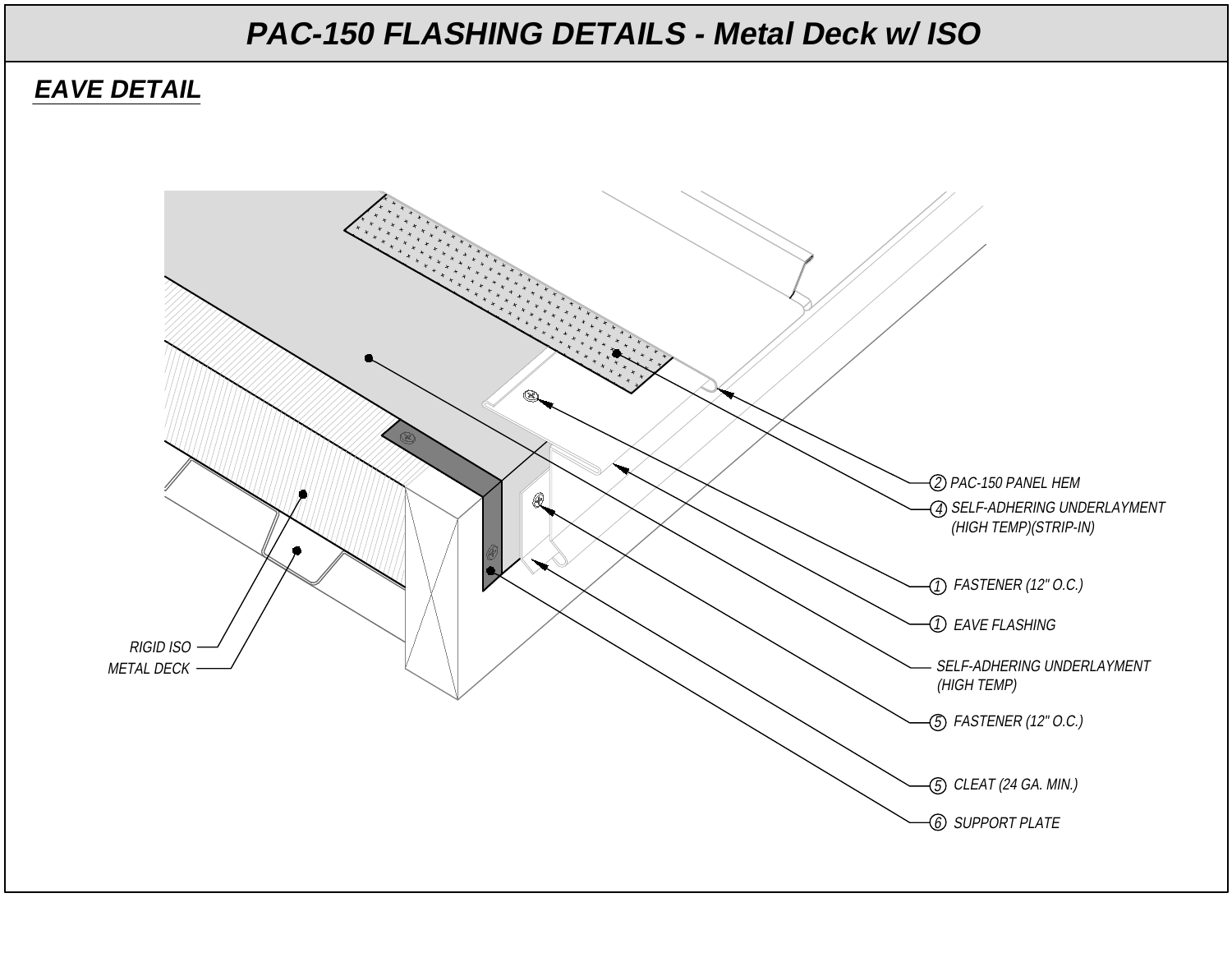# PAC-150 FLASHING DETAILS - Metal Deck w/ ISO

## EAVE DETAIL

- (2) PAC-150 PANEL HEM
- (4) SELF-ADHERING UNDERLAYMENT (HIGH TEMP)(STRIP-IN)
- (1) FASTENER (12" O.C.)
- (1) EAVE FLASHING
- SELF-ADHERING UNDERLAYMENT (HIGH TEMP)
- (5) FASTENER (12" O.C.)
- (5) CLEAT (24 GA. MIN.)
- (6) SUPPORT PLATE
- RIGID ISO
- METAL DECK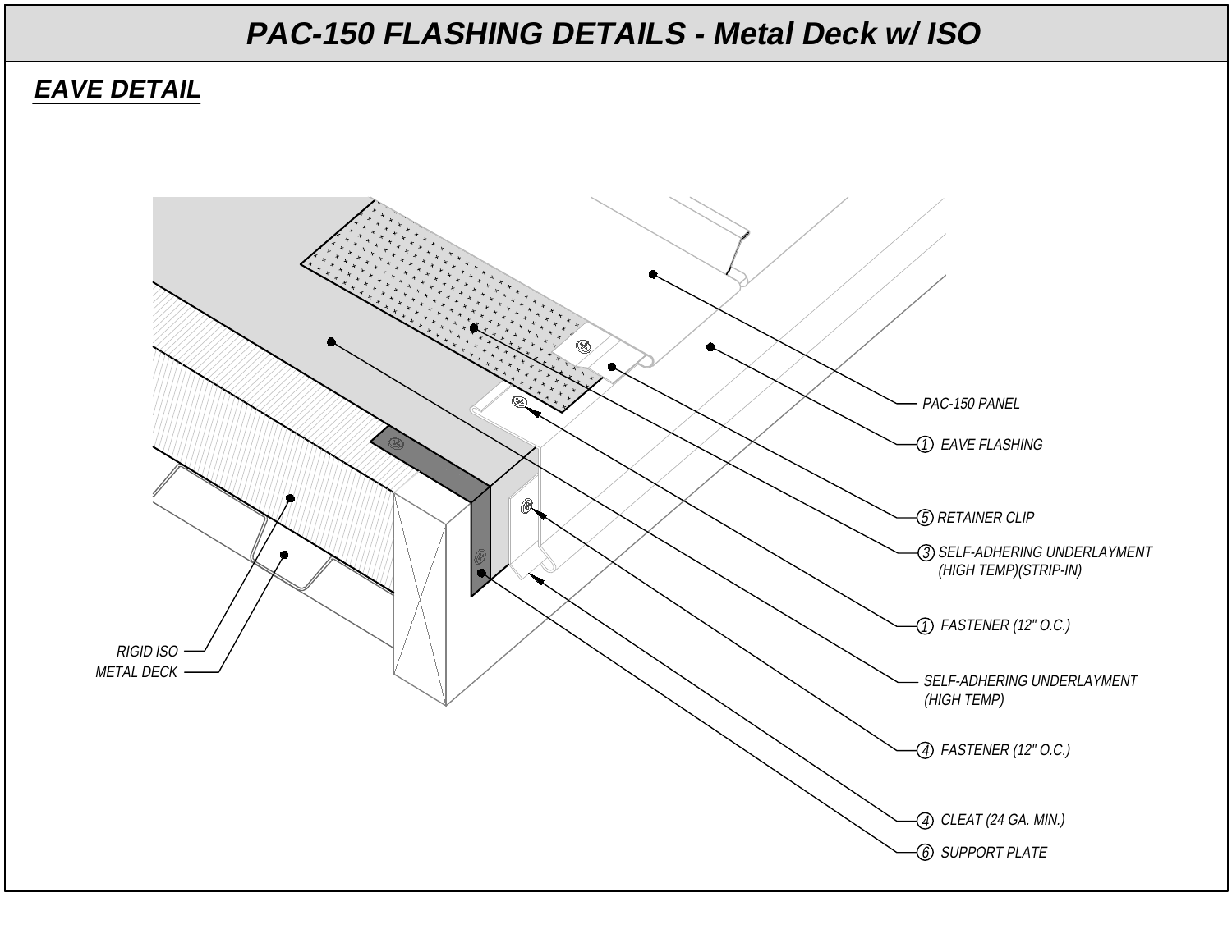# PAC-150 FLASHING DETAILS - Metal Deck w/ ISO

## EAVE DETAIL

PAC-150 PANEL

① EAVE FLASHING

⑤ RETAINER CLIP

③ SELF-ADHERING UNDERLAYMENT (HIGH TEMP)(STRIP-IN)

① FASTENER (12" O.C.)

SELF-ADHERING UNDERLAYMENT (HIGH TEMP)

④ FASTENER (12" O.C.)

④ CLEAT (24 GA. MIN.)

⑥ SUPPORT PLATE

RIGID ISO

METAL DECK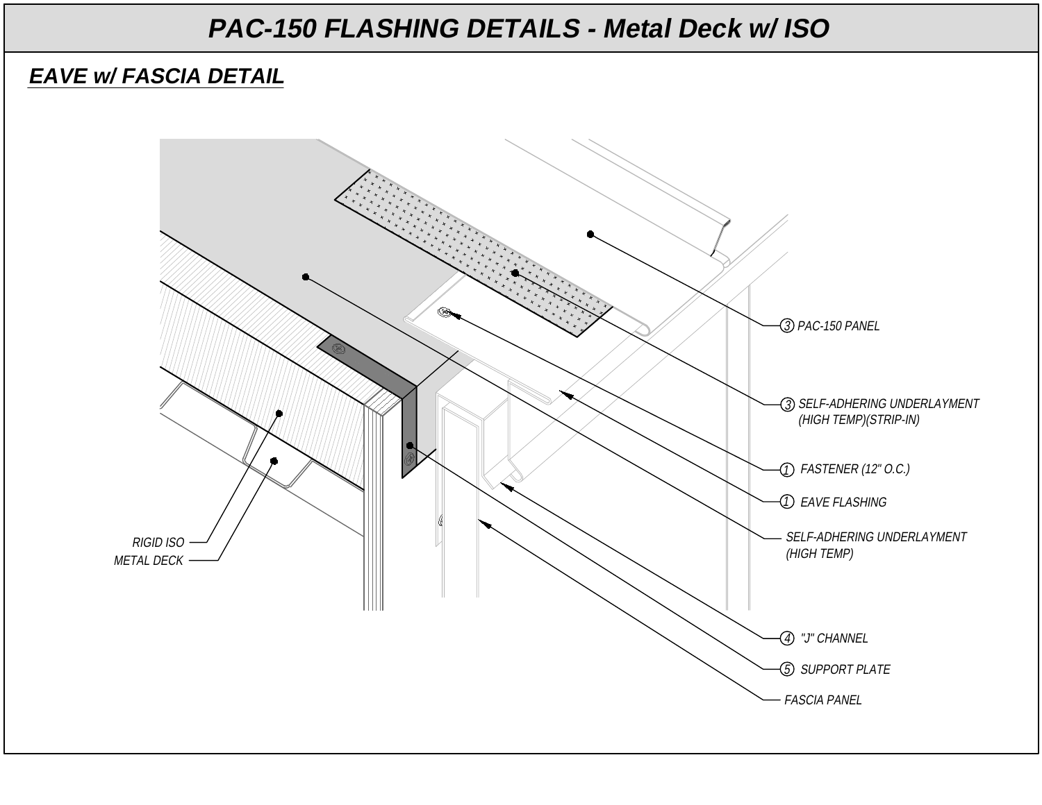# PAC-150 FLASHING DETAILS - Metal Deck w/ ISO

## EAVE w/ FASCIA DETAIL

- ③ PAC-150 PANEL
- ③ SELF-ADHERING UNDERLAYMENT (HIGH TEMP)(STRIP-IN)
- ① FASTENER (12" O.C.)
- ① EAVE FLASHING
- SELF-ADHERING UNDERLAYMENT (HIGH TEMP)
- ④ "J" CHANNEL
- ⑤ SUPPORT PLATE
- FASCIA PANEL
- RIGID ISO
- METAL DECK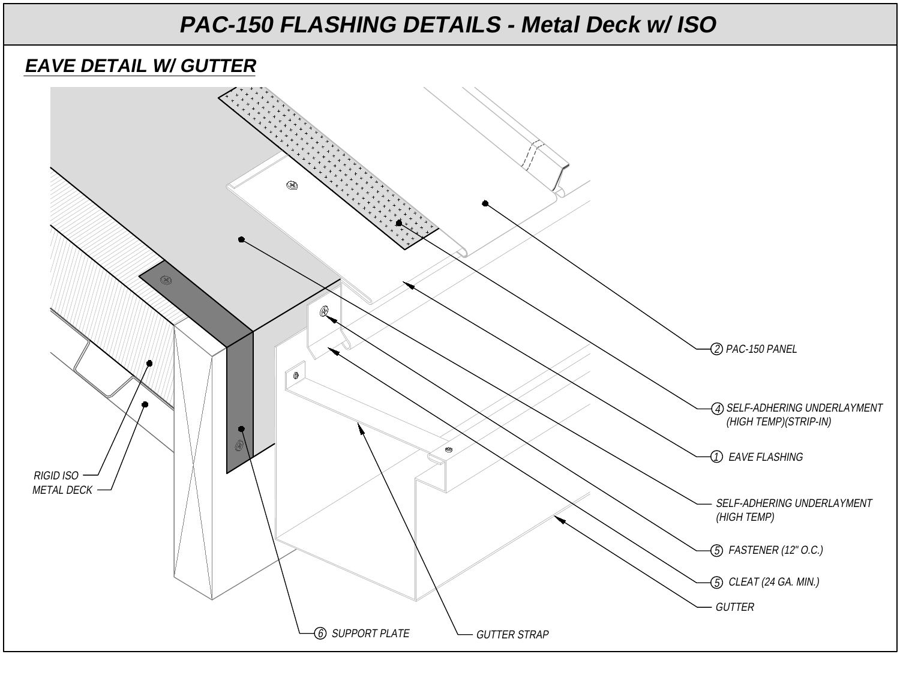# PAC-150 FLASHING DETAILS - Metal Deck w/ ISO

## EAVE DETAIL W/ GUTTER

- ② PAC-150 PANEL
- ④ SELF-ADHERING UNDERLAYMENT (HIGH TEMP)(STRIP-IN)
- ① EAVE FLASHING
- SELF-ADHERING UNDERLAYMENT (HIGH TEMP)
- ⑤ FASTENER (12" O.C.)
- ⑤ CLEAT (24 GA. MIN.)
- GUTTER
- GUTTER STRAP
- ⑥ SUPPORT PLATE
- RIGID ISO
- METAL DECK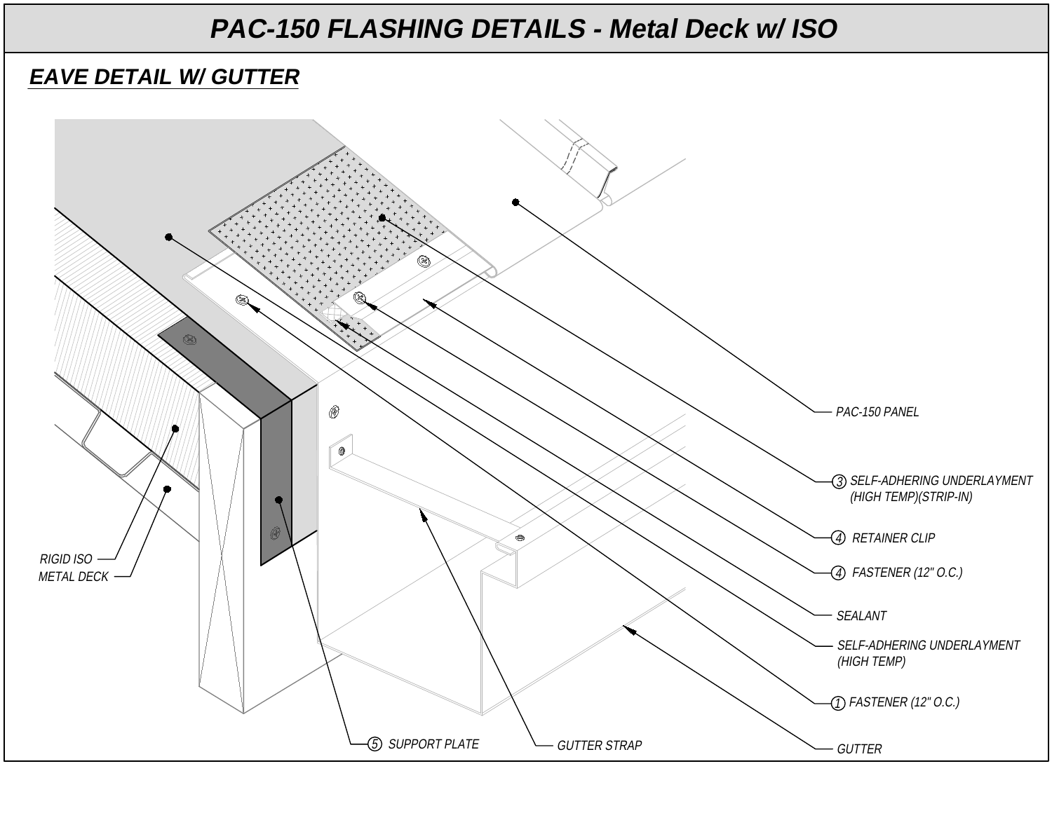# PAC-150 FLASHING DETAILS - Metal Deck w/ ISO

## EAVE DETAIL W/ GUTTER

- PAC-150 PANEL
- ③ SELF-ADHERING UNDERLAYMENT (HIGH TEMP)(STRIP-IN)
- ④ RETAINER CLIP
- ④ FASTENER (12" O.C.)
- SEALANT
- SELF-ADHERING UNDERLAYMENT (HIGH TEMP)
- ① FASTENER (12" O.C.)
- GUTTER
- GUTTER STRAP
- ⑤ SUPPORT PLATE
- RIGID ISO
- METAL DECK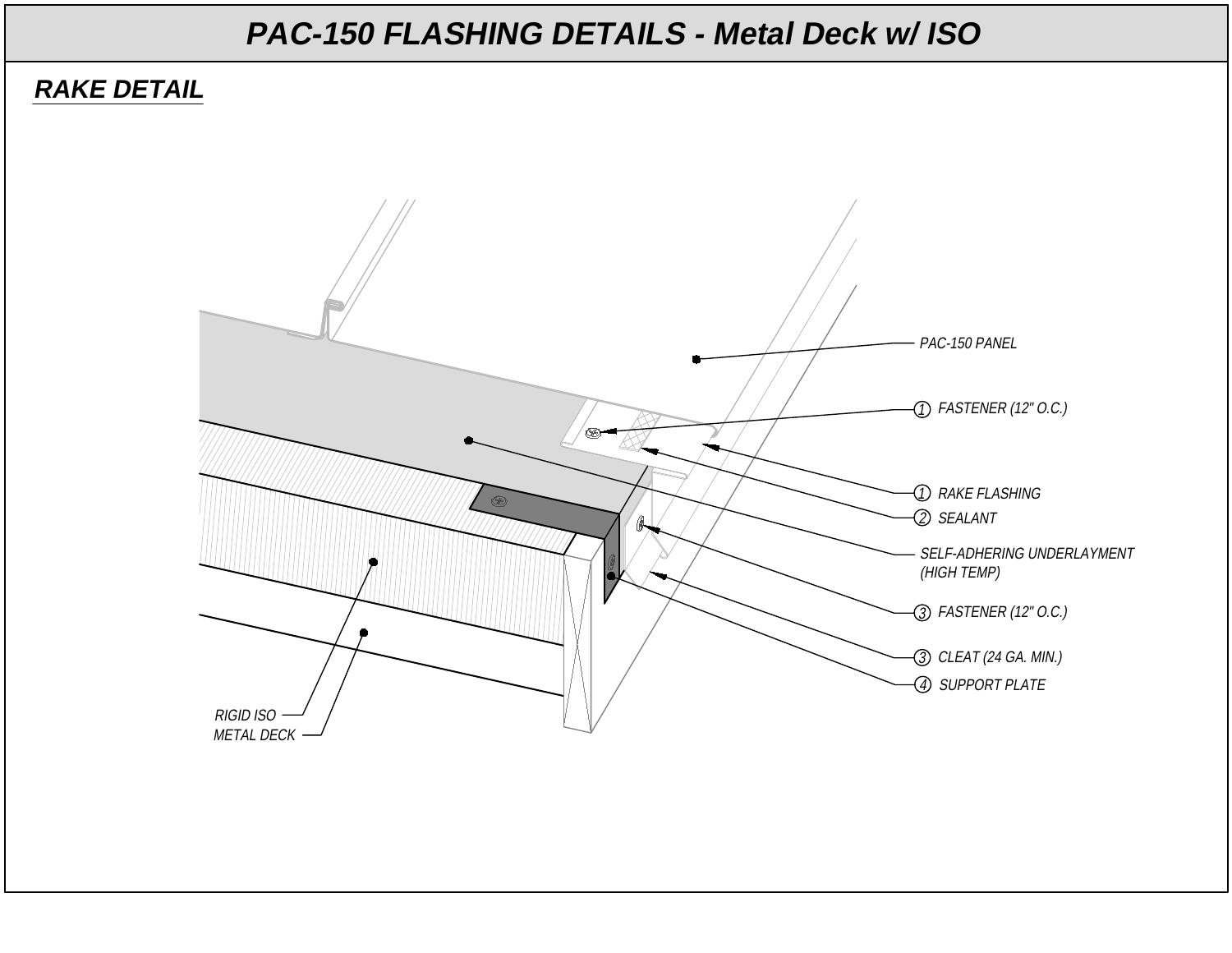# PAC-150 FLASHING DETAILS - Metal Deck w/ ISO

## RAKE DETAIL

PAC-150 PANEL

① FASTENER (12" O.C.)

① RAKE FLASHING

② SEALANT

SELF-ADHERING UNDERLAYMENT (HIGH TEMP)

③ FASTENER (12" O.C.)

③ CLEAT (24 GA. MIN.)

④ SUPPORT PLATE

RIGID ISO

METAL DECK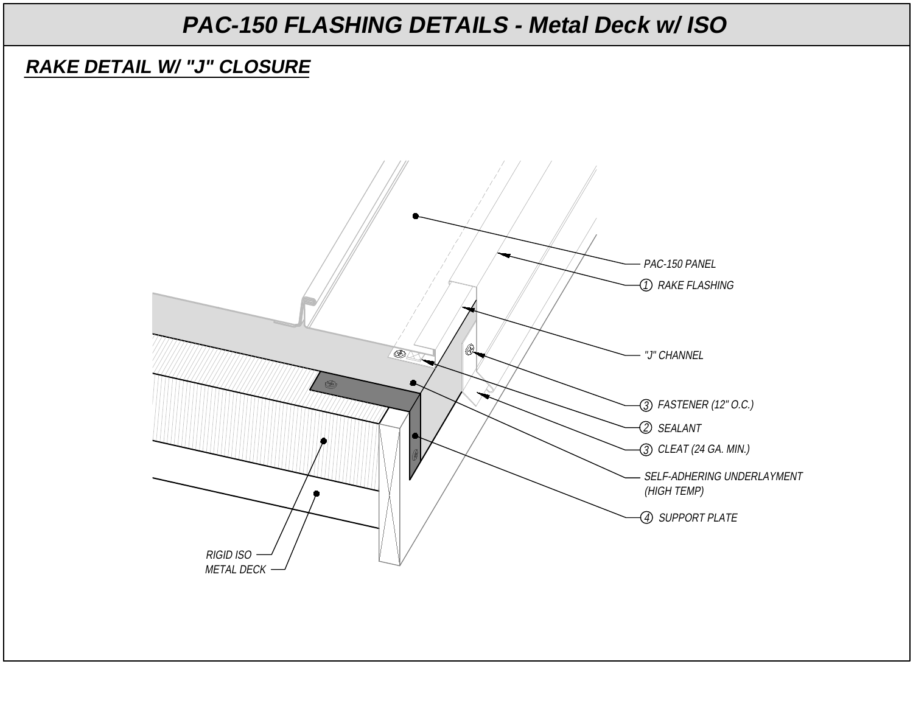# PAC-150 FLASHING DETAILS - Metal Deck w/ ISO

## RAKE DETAIL W/ "J" CLOSURE

PAC-150 PANEL

(1) RAKE FLASHING

"J" CHANNEL

(3) FASTENER (12" O.C.)

(2) SEALANT

(3) CLEAT (24 GA. MIN.)

SELF-ADHERING UNDERLAYMENT (HIGH TEMP)

(4) SUPPORT PLATE

RIGID ISO

METAL DECK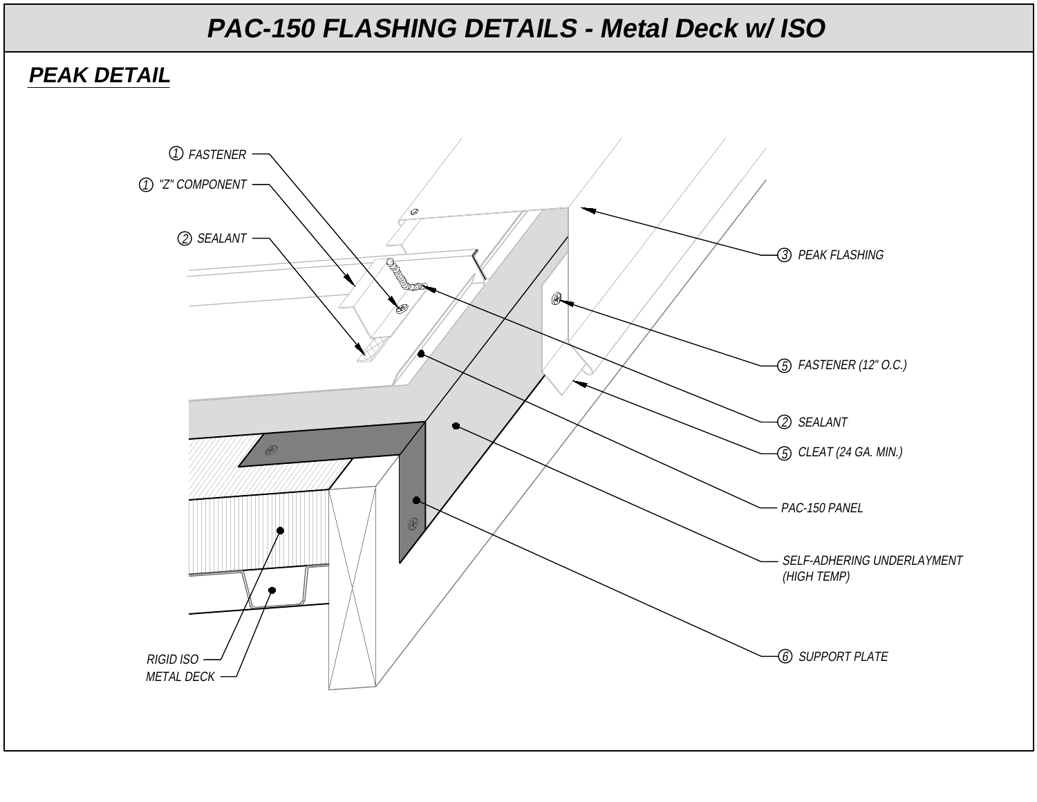# PAC-150 FLASHING DETAILS - Metal Deck w/ ISO

## PEAK DETAIL

① FASTENER

① "Z" COMPONENT

② SEALANT

③ PEAK FLASHING

⑤ FASTENER (12" O.C.)

② SEALANT

⑤ CLEAT (24 GA. MIN.)

PAC-150 PANEL

SELF-ADHERING UNDERLAYMENT (HIGH TEMP)

⑥ SUPPORT PLATE

RIGID ISO

METAL DECK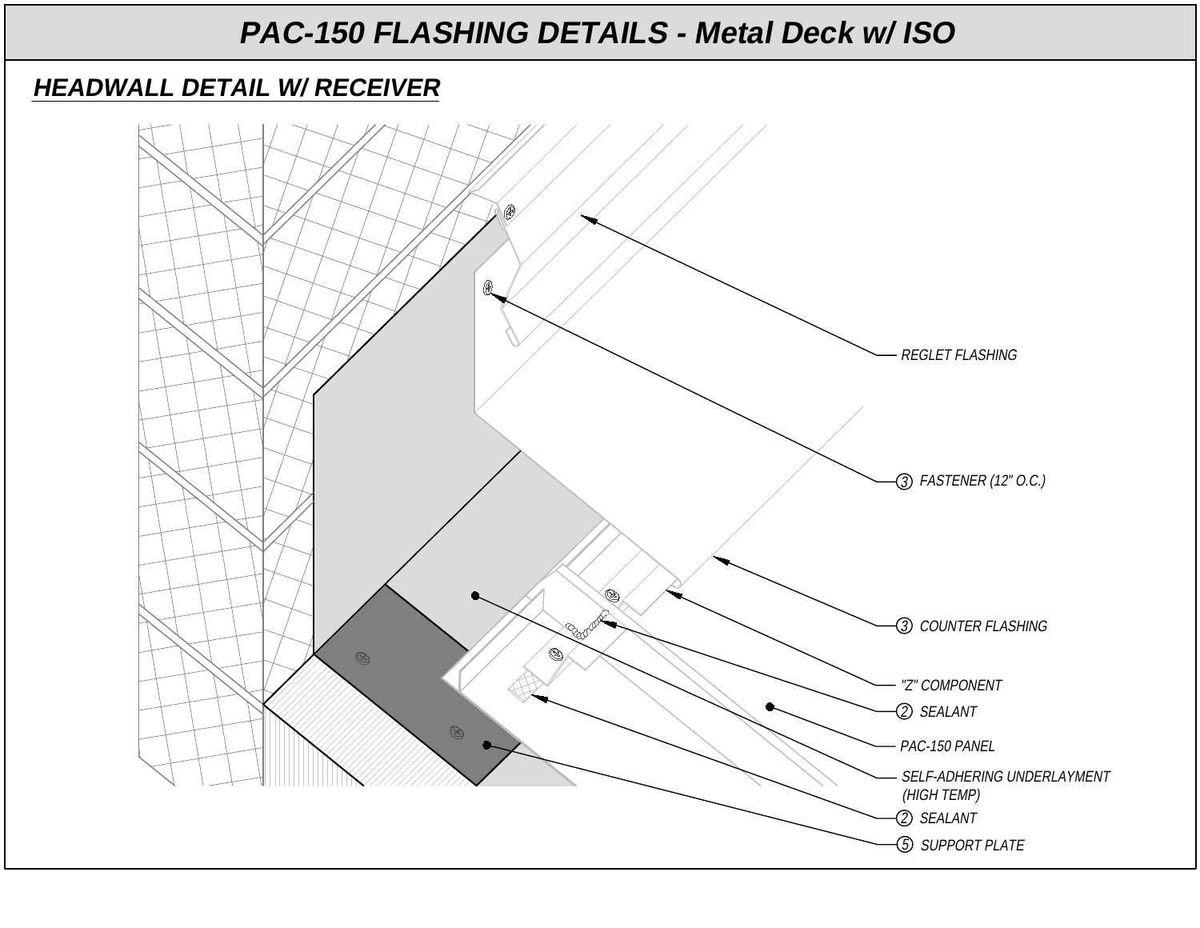# PAC-150 FLASHING DETAILS - Metal Deck w/ ISO

## HEADWALL DETAIL W/ RECEIVER

REGLET FLASHING

(3) FASTENER (12" O.C.)

(3) COUNTER FLASHING

"Z" COMPONENT

(2) SEALANT

PAC-150 PANEL

SELF-ADHERING UNDERLAYMENT (HIGH TEMP)

(2) SEALANT

(5) SUPPORT PLATE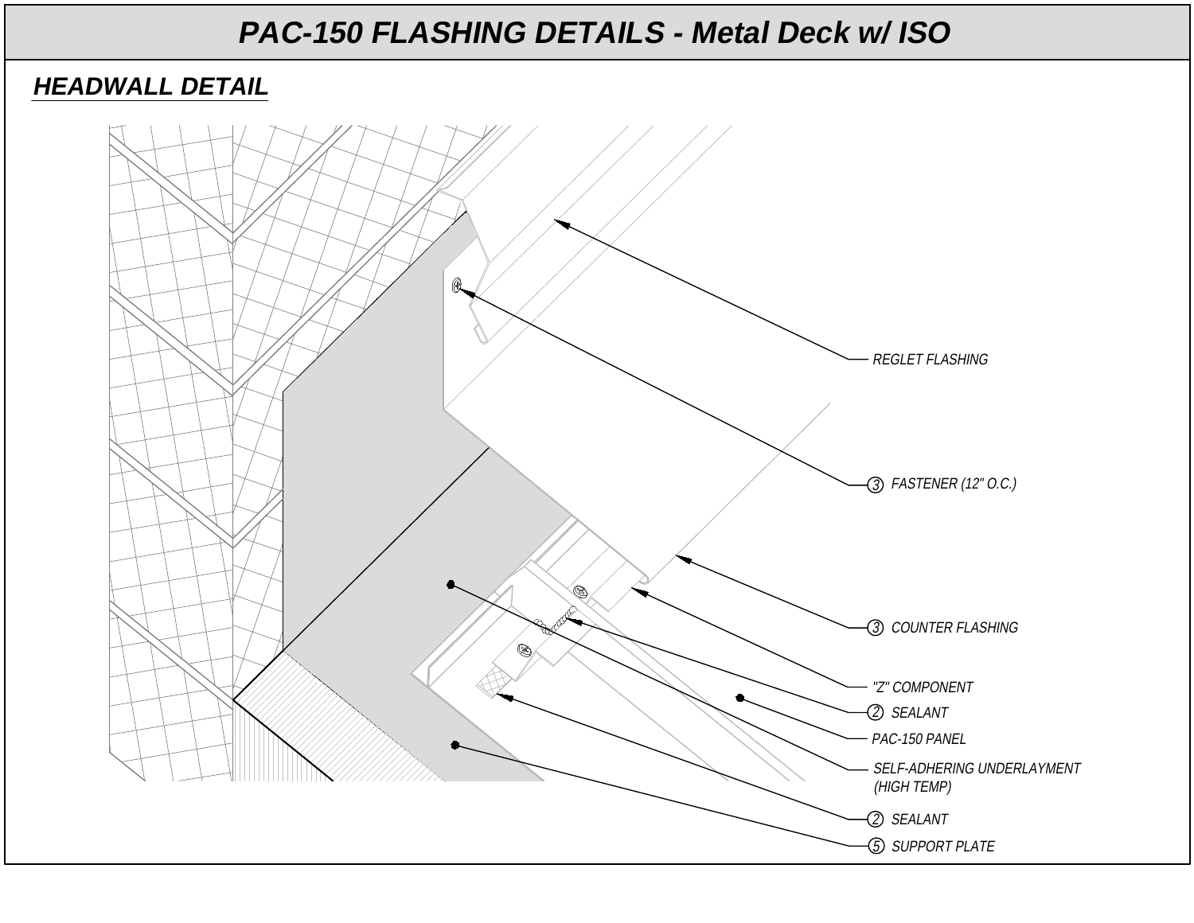# PAC-150 FLASHING DETAILS - Metal Deck w/ ISO

## HEADWALL DETAIL

REGLET FLASHING

(3) FASTENER (12" O.C.)

(3) COUNTER FLASHING

"Z" COMPONENT

(2) SEALANT

PAC-150 PANEL

SELF-ADHERING UNDERLAYMENT (HIGH TEMP)

(2) SEALANT

(5) SUPPORT PLATE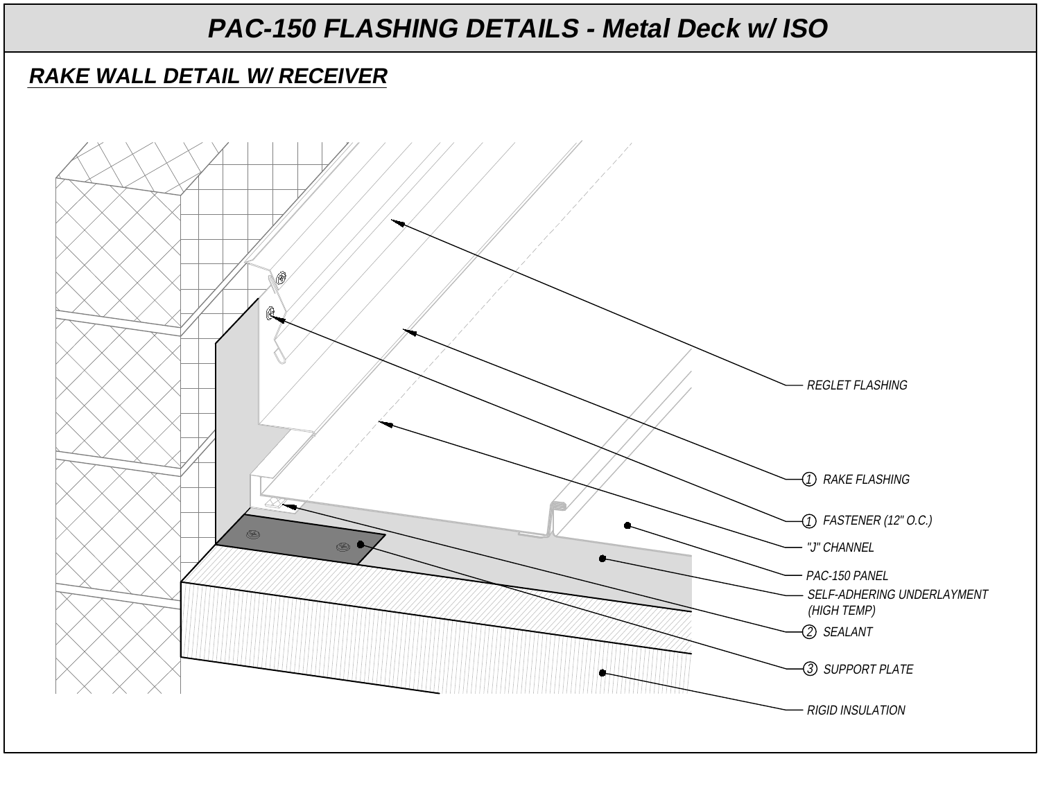# PAC-150 FLASHING DETAILS - Metal Deck w/ ISO

## RAKE WALL DETAIL W/ RECEIVER

REGLET FLASHING

① RAKE FLASHING

① FASTENER (12" O.C.)

"J" CHANNEL

PAC-150 PANEL

SELF-ADHERING UNDERLAYMENT (HIGH TEMP)

② SEALANT

③ SUPPORT PLATE

RIGID INSULATION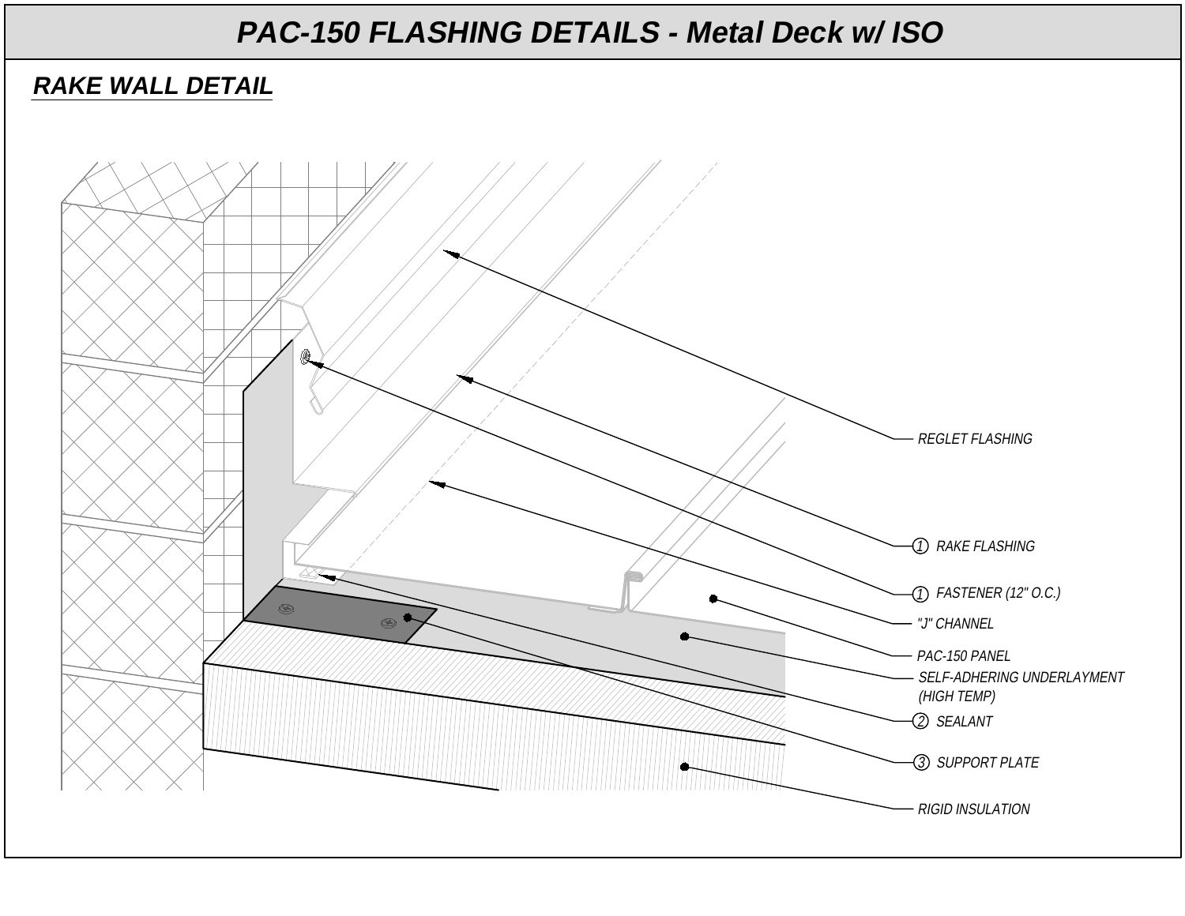# PAC-150 FLASHING DETAILS - Metal Deck w/ ISO

## RAKE WALL DETAIL

- REGLET FLASHING
- ① RAKE FLASHING
- ① FASTENER (12" O.C.)
- "J" CHANNEL
- PAC-150 PANEL
- SELF-ADHERING UNDERLAYMENT (HIGH TEMP)
- ② SEALANT
- ③ SUPPORT PLATE
- RIGID INSULATION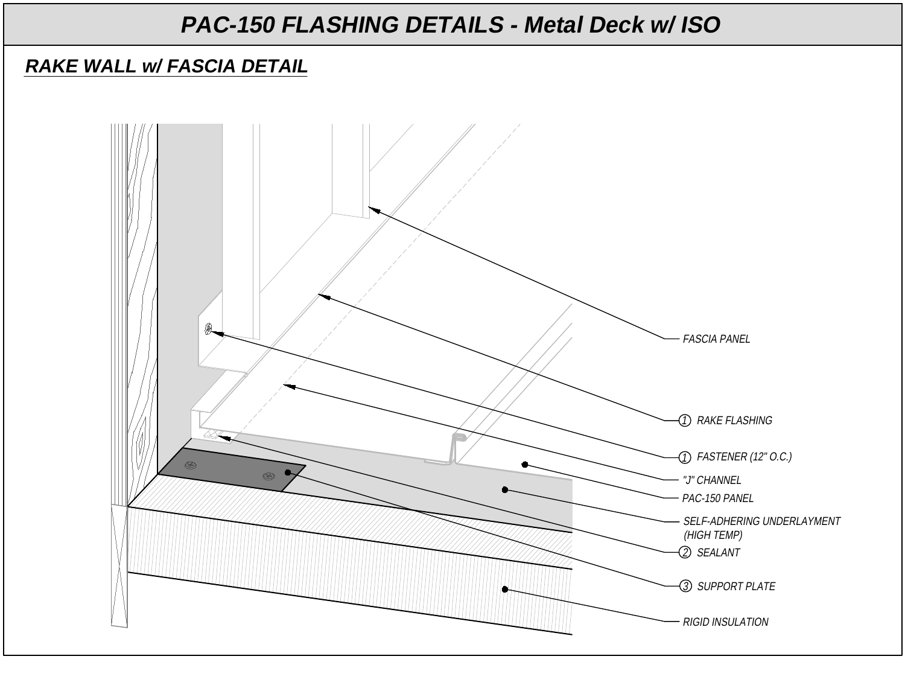# PAC-150 FLASHING DETAILS - Metal Deck w/ ISO

## RAKE WALL w/ FASCIA DETAIL

- FASCIA PANEL
- ① RAKE FLASHING
- ① FASTENER (12" O.C.)
- "J" CHANNEL
- PAC-150 PANEL
- SELF-ADHERING UNDERLAYMENT (HIGH TEMP)
- ② SEALANT
- ③ SUPPORT PLATE
- RIGID INSULATION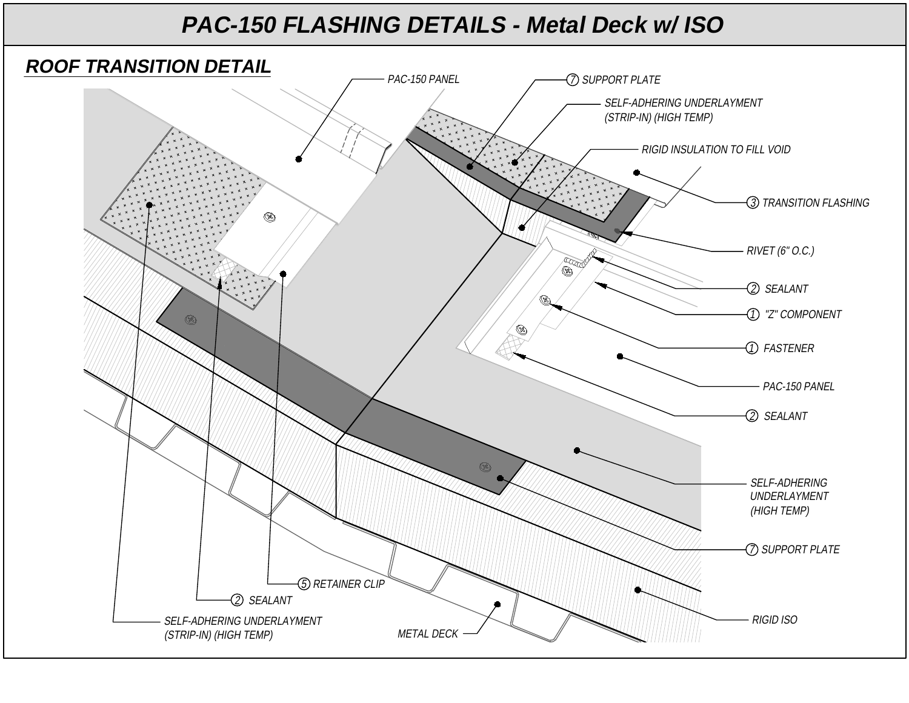# PAC-150 FLASHING DETAILS - Metal Deck w/ ISO

## ROOF TRANSITION DETAIL

PAC-150 PANEL

7 SUPPORT PLATE

SELF-ADHERING UNDERLAYMENT (STRIP-IN) (HIGH TEMP)

RIGID INSULATION TO FILL VOID

3 TRANSITION FLASHING

RIVET (6" O.C.)

2 SEALANT

1 "Z" COMPONENT

1 FASTENER

PAC-150 PANEL

2 SEALANT

SELF-ADHERING UNDERLAYMENT (HIGH TEMP)

7 SUPPORT PLATE

RIGID ISO

METAL DECK

5 RETAINER CLIP

2 SEALANT

SELF-ADHERING UNDERLAYMENT (STRIP-IN) (HIGH TEMP)